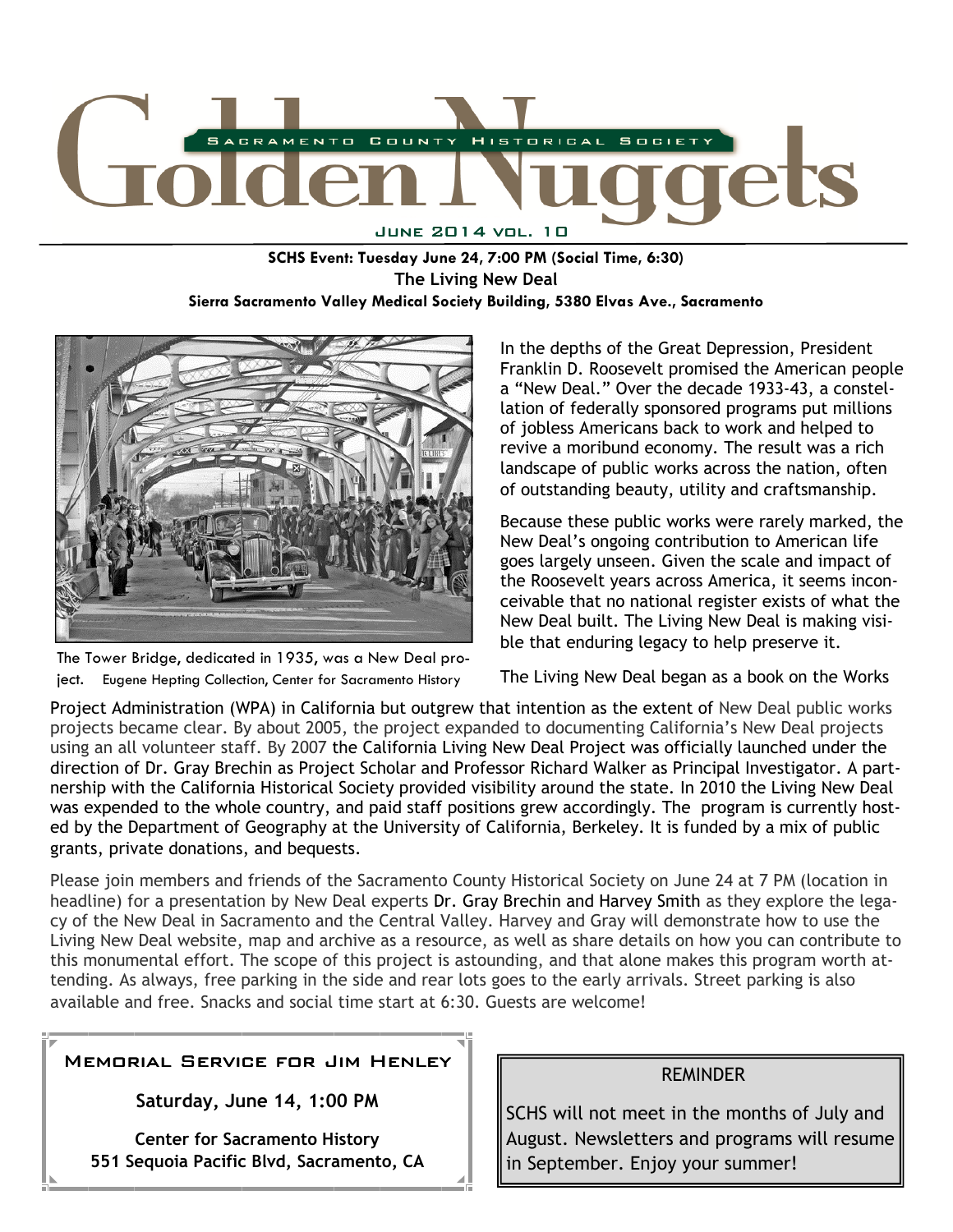# Golden Nuggets

Sacramento County Historical Society

June 2014 vol. 10

**SCHS Event: Tuesday June 24, 7:00 PM (Social Time, 6:30)**
**The Living New Deal**
**Sierra Sacramento Valley Medical Society Building, 5380 Elvas Ave., Sacramento**

The Tower Bridge, dedicated in 1935, was a New Deal project. Eugene Hepting Collection, Center for Sacramento History

In the depths of the Great Depression, President Franklin D. Roosevelt promised the American people a "New Deal." Over the decade 1933-43, a constellation of federally sponsored programs put millions of jobless Americans back to work and helped to revive a moribund economy. The result was a rich landscape of public works across the nation, often of outstanding beauty, utility and craftsmanship.

Because these public works were rarely marked, the New Deal's ongoing contribution to American life goes largely unseen. Given the scale and impact of the Roosevelt years across America, it seems inconceivable that no national register exists of what the New Deal built. The Living New Deal is making visible that enduring legacy to help preserve it.

The Living New Deal began as a book on the Works Project Administration (WPA) in California but outgrew that intention as the extent of New Deal public works projects became clear. By about 2005, the project expanded to documenting California's New Deal projects using an all volunteer staff. By 2007 the California Living New Deal Project was officially launched under the direction of Dr. Gray Brechin as Project Scholar and Professor Richard Walker as Principal Investigator. A partnership with the California Historical Society provided visibility around the state. In 2010 the Living New Deal was expended to the whole country, and paid staff positions grew accordingly. The program is currently hosted by the Department of Geography at the University of California, Berkeley. It is funded by a mix of public grants, private donations, and bequests.

Please join members and friends of the Sacramento County Historical Society on June 24 at 7 PM (location in headline) for a presentation by New Deal experts Dr. Gray Brechin and Harvey Smith as they explore the legacy of the New Deal in Sacramento and the Central Valley. Harvey and Gray will demonstrate how to use the Living New Deal website, map and archive as a resource, as well as share details on how you can contribute to this monumental effort. The scope of this project is astounding, and that alone makes this program worth attending. As always, free parking in the side and rear lots goes to the early arrivals. Street parking is also available and free. Snacks and social time start at 6:30. Guests are welcome!

## Memorial Service for Jim Henley

**Saturday, June 14, 1:00 PM**

**Center for Sacramento History**
**551 Sequoia Pacific Blvd, Sacramento, CA**

## REMINDER

SCHS will not meet in the months of July and August. Newsletters and programs will resume in September. Enjoy your summer!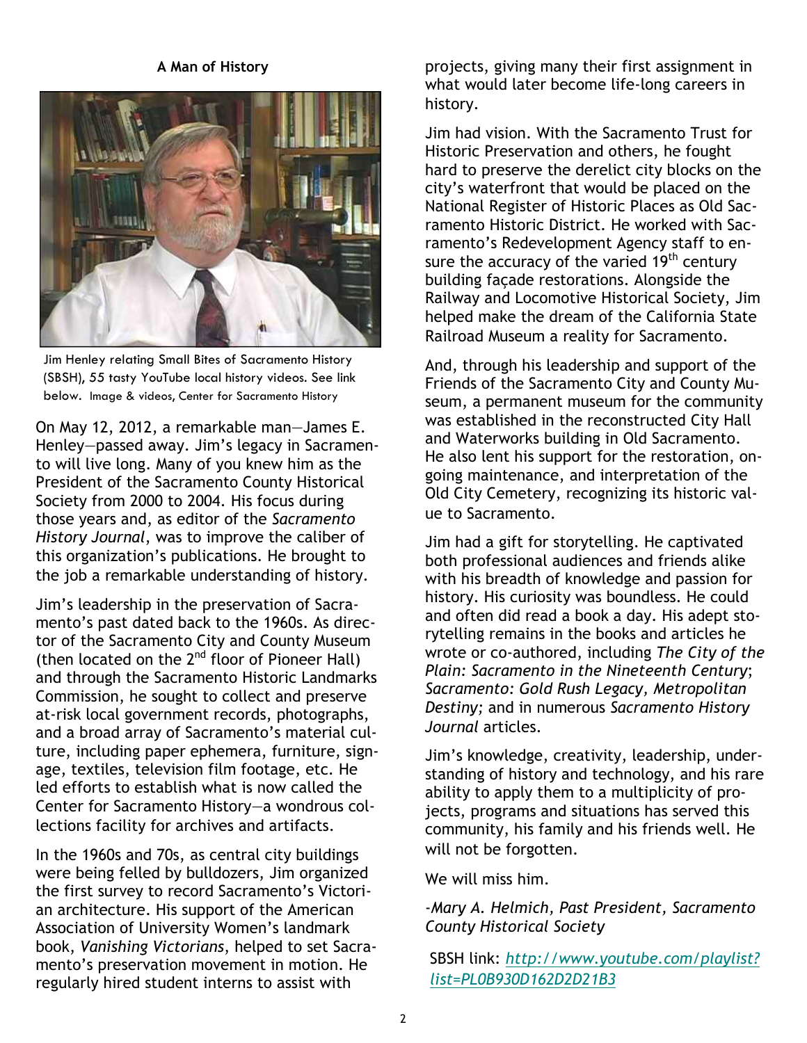### A Man of History

Jim Henley relating Small Bites of Sacramento History (SBSH), 55 tasty YouTube local history videos. See link below. Image & videos, Center for Sacramento History

On May 12, 2012, a remarkable man—James E. Henley—passed away. Jim's legacy in Sacramento will live long. Many of you knew him as the President of the Sacramento County Historical Society from 2000 to 2004. His focus during those years and, as editor of the *Sacramento History Journal*, was to improve the caliber of this organization's publications. He brought to the job a remarkable understanding of history.

Jim's leadership in the preservation of Sacramento's past dated back to the 1960s. As director of the Sacramento City and County Museum (then located on the 2nd floor of Pioneer Hall) and through the Sacramento Historic Landmarks Commission, he sought to collect and preserve at-risk local government records, photographs, and a broad array of Sacramento's material culture, including paper ephemera, furniture, signage, textiles, television film footage, etc. He led efforts to establish what is now called the Center for Sacramento History—a wondrous collections facility for archives and artifacts.

In the 1960s and 70s, as central city buildings were being felled by bulldozers, Jim organized the first survey to record Sacramento's Victorian architecture. His support of the American Association of University Women's landmark book, *Vanishing Victorians*, helped to set Sacramento's preservation movement in motion. He regularly hired student interns to assist with projects, giving many their first assignment in what would later become life-long careers in history.

Jim had vision. With the Sacramento Trust for Historic Preservation and others, he fought hard to preserve the derelict city blocks on the city's waterfront that would be placed on the National Register of Historic Places as Old Sacramento Historic District. He worked with Sacramento's Redevelopment Agency staff to ensure the accuracy of the varied 19th century building façade restorations. Alongside the Railway and Locomotive Historical Society, Jim helped make the dream of the California State Railroad Museum a reality for Sacramento.

And, through his leadership and support of the Friends of the Sacramento City and County Museum, a permanent museum for the community was established in the reconstructed City Hall and Waterworks building in Old Sacramento. He also lent his support for the restoration, ongoing maintenance, and interpretation of the Old City Cemetery, recognizing its historic value to Sacramento.

Jim had a gift for storytelling. He captivated both professional audiences and friends alike with his breadth of knowledge and passion for history. His curiosity was boundless. He could and often did read a book a day. His adept storytelling remains in the books and articles he wrote or co-authored, including *The City of the Plain: Sacramento in the Nineteenth Century*; *Sacramento: Gold Rush Legacy, Metropolitan Destiny;* and in numerous *Sacramento History Journal* articles.

Jim's knowledge, creativity, leadership, understanding of history and technology, and his rare ability to apply them to a multiplicity of projects, programs and situations has served this community, his family and his friends well. He will not be forgotten.

We will miss him.

*-Mary A. Helmich, Past President, Sacramento County Historical Society*

SBSH link: *http://www.youtube.com/playlist?list=PL0B930D162D2D21B3*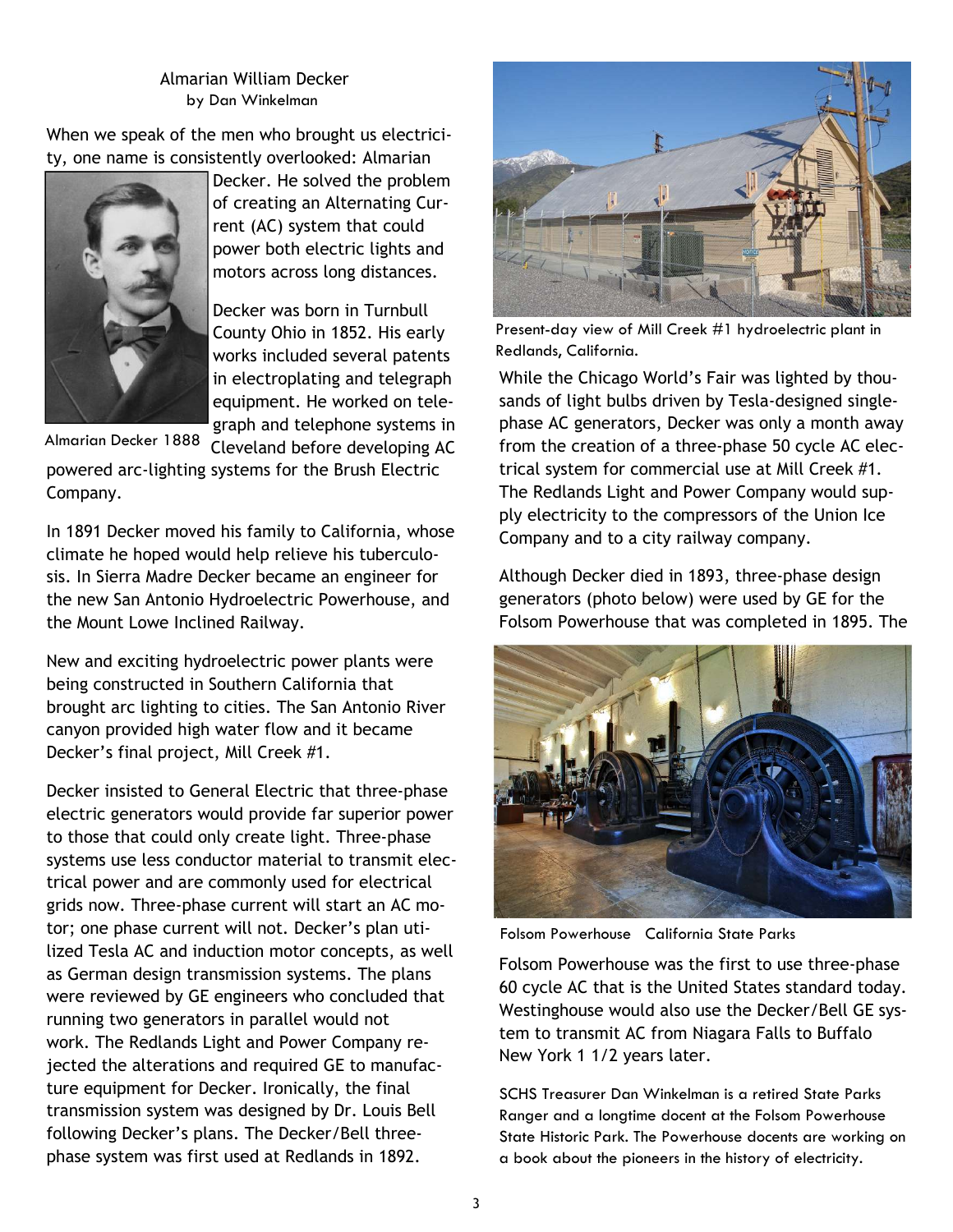## Almarian William Decker

by Dan Winkelman

When we speak of the men who brought us electricity, one name is consistently overlooked: Almarian Decker. He solved the problem of creating an Alternating Current (AC) system that could power both electric lights and motors across long distances.

Almarian Decker 1888

Decker was born in Turnbull County Ohio in 1852. His early works included several patents in electroplating and telegraph equipment. He worked on telegraph and telephone systems in Cleveland before developing AC powered arc-lighting systems for the Brush Electric Company.

In 1891 Decker moved his family to California, whose climate he hoped would help relieve his tuberculosis. In Sierra Madre Decker became an engineer for the new San Antonio Hydroelectric Powerhouse, and the Mount Lowe Inclined Railway.

New and exciting hydroelectric power plants were being constructed in Southern California that brought arc lighting to cities. The San Antonio River canyon provided high water flow and it became Decker's final project, Mill Creek #1.

Decker insisted to General Electric that three-phase electric generators would provide far superior power to those that could only create light. Three-phase systems use less conductor material to transmit electrical power and are commonly used for electrical grids now. Three-phase current will start an AC motor; one phase current will not. Decker's plan utilized Tesla AC and induction motor concepts, as well as German design transmission systems. The plans were reviewed by GE engineers who concluded that running two generators in parallel would not work. The Redlands Light and Power Company rejected the alterations and required GE to manufacture equipment for Decker. Ironically, the final transmission system was designed by Dr. Louis Bell following Decker's plans. The Decker/Bell three-phase system was first used at Redlands in 1892.

Present-day view of Mill Creek #1 hydroelectric plant in Redlands, California.

While the Chicago World's Fair was lighted by thousands of light bulbs driven by Tesla-designed single-phase AC generators, Decker was only a month away from the creation of a three-phase 50 cycle AC electrical system for commercial use at Mill Creek #1. The Redlands Light and Power Company would supply electricity to the compressors of the Union Ice Company and to a city railway company.

Although Decker died in 1893, three-phase design generators (photo below) were used by GE for the Folsom Powerhouse that was completed in 1895. The Folsom Powerhouse was the first to use three-phase 60 cycle AC that is the United States standard today. Westinghouse would also use the Decker/Bell GE system to transmit AC from Niagara Falls to Buffalo New York 1 1/2 years later.

Folsom Powerhouse California State Parks

SCHS Treasurer Dan Winkelman is a retired State Parks Ranger and a longtime docent at the Folsom Powerhouse State Historic Park. The Powerhouse docents are working on a book about the pioneers in the history of electricity.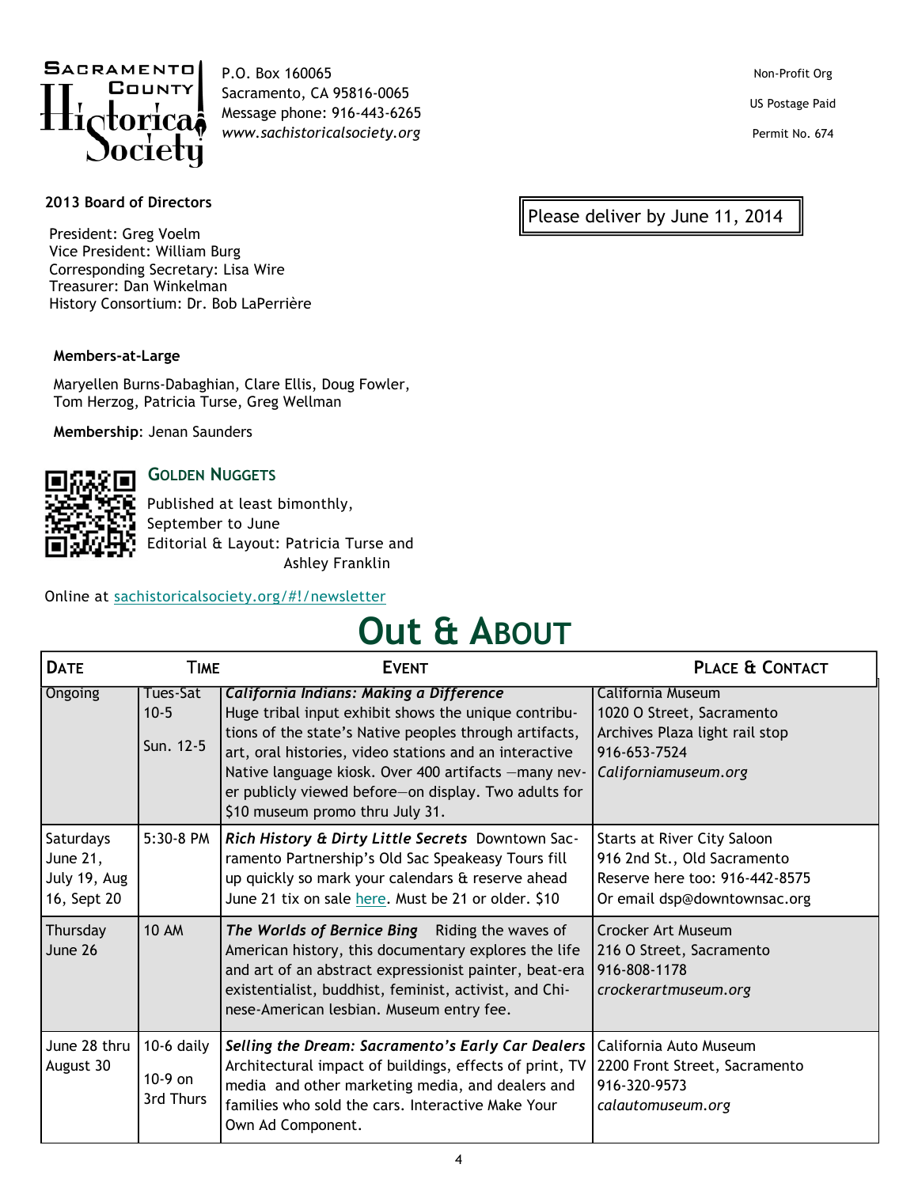SACRAMENTO COUNTY Historical Society

P.O. Box 160065
Sacramento, CA 95816-0065
Message phone: 916-443-6265
*www.sachistoricalsociety.org*

Non-Profit Org
US Postage Paid
Permit No. 674

Please deliver by June 11, 2014

**2013 Board of Directors**

President: Greg Voelm
Vice President: William Burg
Corresponding Secretary: Lisa Wire
Treasurer: Dan Winkelman
History Consortium: Dr. Bob LaPerrière

**Members-at-Large**

Maryellen Burns-Dabaghian, Clare Ellis, Doug Fowler, Tom Herzog, Patricia Turse, Greg Wellman

**Membership**: Jenan Saunders

## GOLDEN NUGGETS

Published at least bimonthly, September to June
Editorial & Layout: Patricia Turse and Ashley Franklin

Online at sachistoricalsociety.org/#!/newsletter

# Out & About

| DATE | TIME | EVENT | PLACE & CONTACT |
|---|---|---|---|
| Ongoing | Tues-Sat 10-5<br>Sun. 12-5 | ***California Indians: Making a Difference***<br>Huge tribal input exhibit shows the unique contributions of the state's Native peoples through artifacts, art, oral histories, video stations and an interactive Native language kiosk. Over 400 artifacts —many never publicly viewed before—on display. Two adults for $10 museum promo thru July 31. | California Museum<br>1020 O Street, Sacramento<br>Archives Plaza light rail stop<br>916-653-7524<br>*Californiamuseum.org* |
| Saturdays June 21, July 19, Aug 16, Sept 20 | 5:30-8 PM | ***Rich History & Dirty Little Secrets*** Downtown Sacramento Partnership's Old Sac Speakeasy Tours fill up quickly so mark your calendars & reserve ahead June 21 tix on sale here. Must be 21 or older. $10 | Starts at River City Saloon<br>916 2nd St., Old Sacramento<br>Reserve here too: 916-442-8575<br>Or email dsp@downtownsac.org |
| Thursday June 26 | 10 AM | ***The Worlds of Bernice Bing*** Riding the waves of American history, this documentary explores the life and art of an abstract expressionist painter, beat-era existentialist, buddhist, feminist, activist, and Chinese-American lesbian. Museum entry fee. | Crocker Art Museum<br>216 O Street, Sacramento<br>916-808-1178<br>*crockerartmuseum.org* |
| June 28 thru August 30 | 10-6 daily<br>10-9 on 3rd Thurs | ***Selling the Dream: Sacramento's Early Car Dealers*** Architectural impact of buildings, effects of print, TV media and other marketing media, and dealers and families who sold the cars. Interactive Make Your Own Ad Component. | California Auto Museum<br>2200 Front Street, Sacramento<br>916-320-9573<br>*calautomuseum.org* |